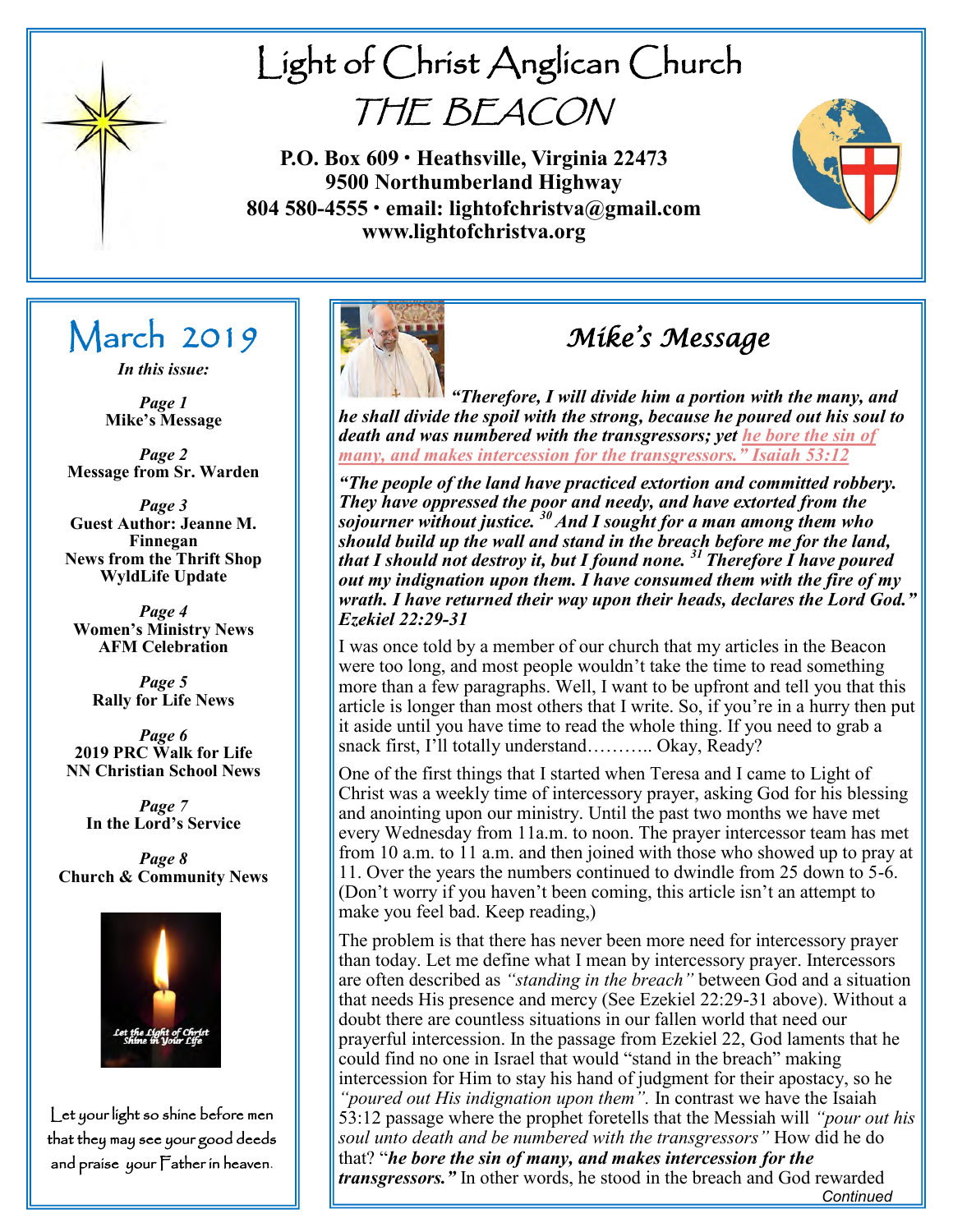# Light of Christ Anglican Church

# THE BEACON

**P.O. Box 609 • Heathsville, Virginia 22473**
**9500 Northumberland Highway**
**804 580-4555 • email: lightofchristva@gmail.com**
**www.lightofchristva.org**

## March 2019

*In this issue:*

*Page 1*
**Mike's Message**

*Page 2*
**Message from Sr. Warden**

*Page 3*
**Guest Author: Jeanne M. Finnegan**
**News from the Thrift Shop**
**WyldLife Update**

*Page 4*
**Women's Ministry News**
**AFM Celebration**

*Page 5*
**Rally for Life News**

*Page 6*
**2019 PRC Walk for Life**
**NN Christian School News**

*Page 7*
**In the Lord's Service**

*Page 8*
**Church & Community News**

Let the Light of Christ Shine in Your Life

Let your light so shine before men that they may see your good deeds and praise your Father in heaven.

## Mike's Message

***"Therefore, I will divide him a portion with the many, and he shall divide the spoil with the strong, because he poured out his soul to death and was numbered with the transgressors; yet he bore the sin of many, and makes intercession for the transgressors." Isaiah 53:12***

***"The people of the land have practiced extortion and committed robbery. They have oppressed the poor and needy, and have extorted from the sojourner without justice. [30] And I sought for a man among them who should build up the wall and stand in the breach before me for the land, that I should not destroy it, but I found none. [31] Therefore I have poured out my indignation upon them. I have consumed them with the fire of my wrath. I have returned their way upon their heads, declares the Lord God." Ezekiel 22:29-31***

I was once told by a member of our church that my articles in the Beacon were too long, and most people wouldn't take the time to read something more than a few paragraphs. Well, I want to be upfront and tell you that this article is longer than most others that I write. So, if you're in a hurry then put it aside until you have time to read the whole thing. If you need to grab a snack first, I'll totally understand……….. Okay, Ready?

One of the first things that I started when Teresa and I came to Light of Christ was a weekly time of intercessory prayer, asking God for his blessing and anointing upon our ministry. Until the past two months we have met every Wednesday from 11a.m. to noon. The prayer intercessor team has met from 10 a.m. to 11 a.m. and then joined with those who showed up to pray at 11. Over the years the numbers continued to dwindle from 25 down to 5-6. (Don't worry if you haven't been coming, this article isn't an attempt to make you feel bad. Keep reading,)

The problem is that there has never been more need for intercessory prayer than today. Let me define what I mean by intercessory prayer. Intercessors are often described as *"standing in the breach"* between God and a situation that needs His presence and mercy (See Ezekiel 22:29-31 above). Without a doubt there are countless situations in our fallen world that need our prayerful intercession. In the passage from Ezekiel 22, God laments that he could find no one in Israel that would "stand in the breach" making intercession for Him to stay his hand of judgment for their apostacy, so he *"poured out His indignation upon them".* In contrast we have the Isaiah 53:12 passage where the prophet foretells that the Messiah will *"pour out his soul unto death and be numbered with the transgressors"* How did he do that? "***he bore the sin of many, and makes intercession for the transgressors."*** In other words, he stood in the breach and God rewarded

*Continued*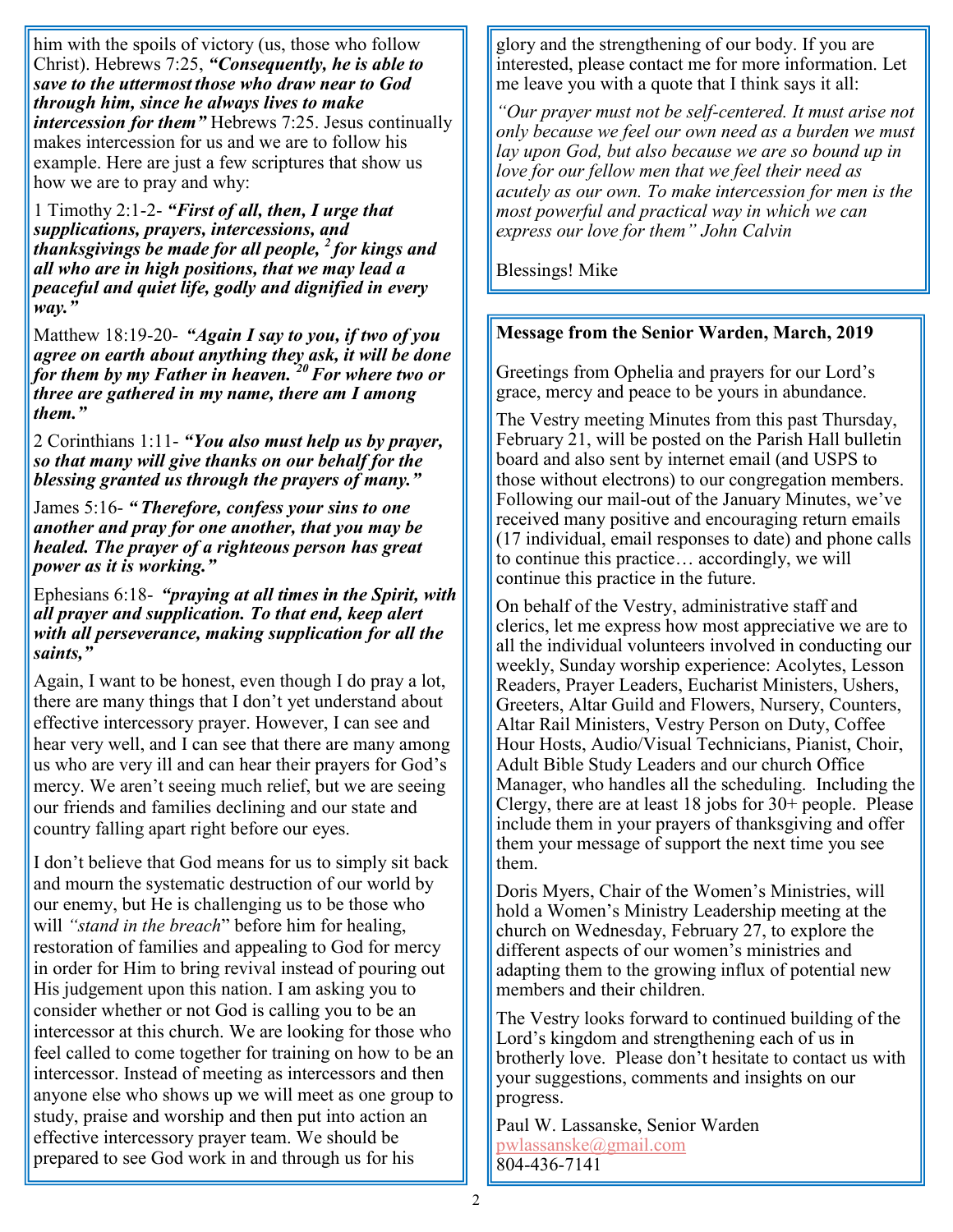him with the spoils of victory (us, those who follow Christ). Hebrews 7:25, ***"Consequently, he is able to save to the uttermost those who draw near to God through him, since he always lives to make intercession for them"*** Hebrews 7:25. Jesus continually makes intercession for us and we are to follow his example. Here are just a few scriptures that show us how we are to pray and why:

1 Timothy 2:1-2- ***"First of all, then, I urge that supplications, prayers, intercessions, and thanksgivings be made for all people, [2] for kings and all who are in high positions, that we may lead a peaceful and quiet life, godly and dignified in every way."***

Matthew 18:19-20- ***"Again I say to you, if two of you agree on earth about anything they ask, it will be done for them by my Father in heaven. [20] For where two or three are gathered in my name, there am I among them."***

2 Corinthians 1:11- ***"You also must help us by prayer, so that many will give thanks on our behalf for the blessing granted us through the prayers of many."***

James 5:16- ***"Therefore, confess your sins to one another and pray for one another, that you may be healed. The prayer of a righteous person has great power as it is working."***

Ephesians 6:18- ***"praying at all times in the Spirit, with all prayer and supplication. To that end, keep alert with all perseverance, making supplication for all the saints,"***

Again, I want to be honest, even though I do pray a lot, there are many things that I don't yet understand about effective intercessory prayer. However, I can see and hear very well, and I can see that there are many among us who are very ill and can hear their prayers for God's mercy. We aren't seeing much relief, but we are seeing our friends and families declining and our state and country falling apart right before our eyes.

I don't believe that God means for us to simply sit back and mourn the systematic destruction of our world by our enemy, but He is challenging us to be those who will *"stand in the breach"* before him for healing, restoration of families and appealing to God for mercy in order for Him to bring revival instead of pouring out His judgement upon this nation. I am asking you to consider whether or not God is calling you to be an intercessor at this church. We are looking for those who feel called to come together for training on how to be an intercessor. Instead of meeting as intercessors and then anyone else who shows up we will meet as one group to study, praise and worship and then put into action an effective intercessory prayer team. We should be prepared to see God work in and through us for his glory and the strengthening of our body. If you are interested, please contact me for more information. Let me leave you with a quote that I think says it all:

*"Our prayer must not be self-centered. It must arise not only because we feel our own need as a burden we must lay upon God, but also because we are so bound up in love for our fellow men that we feel their need as acutely as our own. To make intercession for men is the most powerful and practical way in which we can express our love for them" John Calvin*

Blessings! Mike

**Message from the Senior Warden, March, 2019**

Greetings from Ophelia and prayers for our Lord's grace, mercy and peace to be yours in abundance.

The Vestry meeting Minutes from this past Thursday, February 21, will be posted on the Parish Hall bulletin board and also sent by internet email (and USPS to those without electrons) to our congregation members. Following our mail-out of the January Minutes, we've received many positive and encouraging return emails (17 individual, email responses to date) and phone calls to continue this practice… accordingly, we will continue this practice in the future.

On behalf of the Vestry, administrative staff and clerics, let me express how most appreciative we are to all the individual volunteers involved in conducting our weekly, Sunday worship experience: Acolytes, Lesson Readers, Prayer Leaders, Eucharist Ministers, Ushers, Greeters, Altar Guild and Flowers, Nursery, Counters, Altar Rail Ministers, Vestry Person on Duty, Coffee Hour Hosts, Audio/Visual Technicians, Pianist, Choir, Adult Bible Study Leaders and our church Office Manager, who handles all the scheduling. Including the Clergy, there are at least 18 jobs for 30+ people. Please include them in your prayers of thanksgiving and offer them your message of support the next time you see them.

Doris Myers, Chair of the Women's Ministries, will hold a Women's Ministry Leadership meeting at the church on Wednesday, February 27, to explore the different aspects of our women's ministries and adapting them to the growing influx of potential new members and their children.

The Vestry looks forward to continued building of the Lord's kingdom and strengthening each of us in brotherly love. Please don't hesitate to contact us with your suggestions, comments and insights on our progress.

Paul W. Lassanske, Senior Warden
pwlassanske@gmail.com
804-436-7141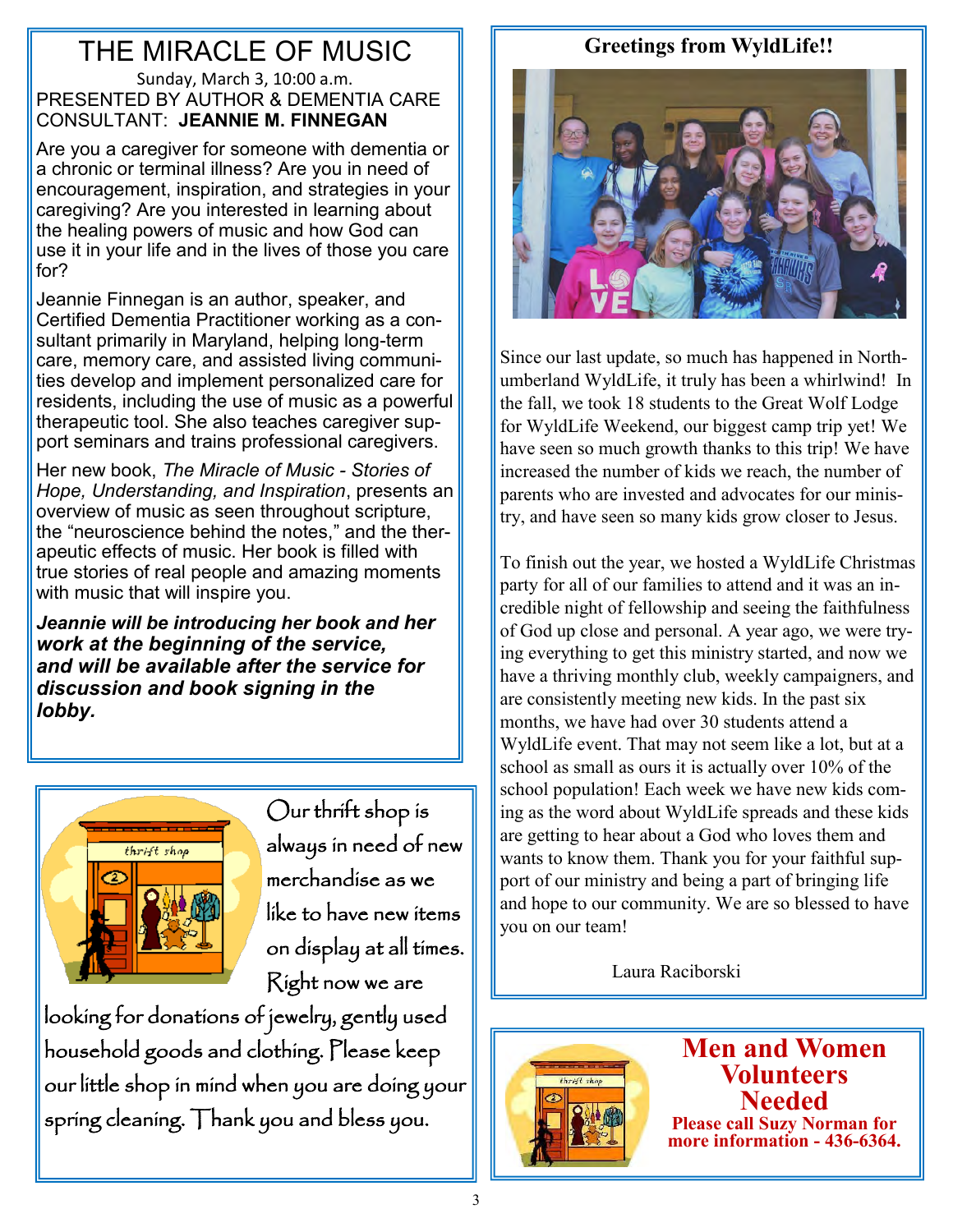# THE MIRACLE OF MUSIC

Sunday, March 3, 10:00 a.m.

PRESENTED BY AUTHOR & DEMENTIA CARE CONSULTANT: **JEANNIE M. FINNEGAN**

Are you a caregiver for someone with dementia or a chronic or terminal illness? Are you in need of encouragement, inspiration, and strategies in your caregiving? Are you interested in learning about the healing powers of music and how God can use it in your life and in the lives of those you care for?

Jeannie Finnegan is an author, speaker, and Certified Dementia Practitioner working as a consultant primarily in Maryland, helping long-term care, memory care, and assisted living communities develop and implement personalized care for residents, including the use of music as a powerful therapeutic tool. She also teaches caregiver support seminars and trains professional caregivers.

Her new book, *The Miracle of Music - Stories of Hope, Understanding, and Inspiration*, presents an overview of music as seen throughout scripture, the "neuroscience behind the notes," and the therapeutic effects of music. Her book is filled with true stories of real people and amazing moments with music that will inspire you.

***Jeannie will be introducing her book and her work at the beginning of the service, and will be available after the service for discussion and book signing in the lobby.***

Our thrift shop is always in need of new merchandise as we like to have new items on display at all times. Right now we are looking for donations of jewelry, gently used household goods and clothing. Please keep our little shop in mind when you are doing your spring cleaning. Thank you and bless you.

## Greetings from WyldLife!!

Since our last update, so much has happened in Northumberland WyldLife, it truly has been a whirlwind! In the fall, we took 18 students to the Great Wolf Lodge for WyldLife Weekend, our biggest camp trip yet! We have seen so much growth thanks to this trip! We have increased the number of kids we reach, the number of parents who are invested and advocates for our ministry, and have seen so many kids grow closer to Jesus.

To finish out the year, we hosted a WyldLife Christmas party for all of our families to attend and it was an incredible night of fellowship and seeing the faithfulness of God up close and personal. A year ago, we were trying everything to get this ministry started, and now we have a thriving monthly club, weekly campaigners, and are consistently meeting new kids. In the past six months, we have had over 30 students attend a WyldLife event. That may not seem like a lot, but at a school as small as ours it is actually over 10% of the school population! Each week we have new kids coming as the word about WyldLife spreads and these kids are getting to hear about a God who loves them and wants to know them. Thank you for your faithful support of our ministry and being a part of bringing life and hope to our community. We are so blessed to have you on our team!

Laura Raciborski

## Men and Women Volunteers Needed

**Please call Suzy Norman for more information - 436-6364.**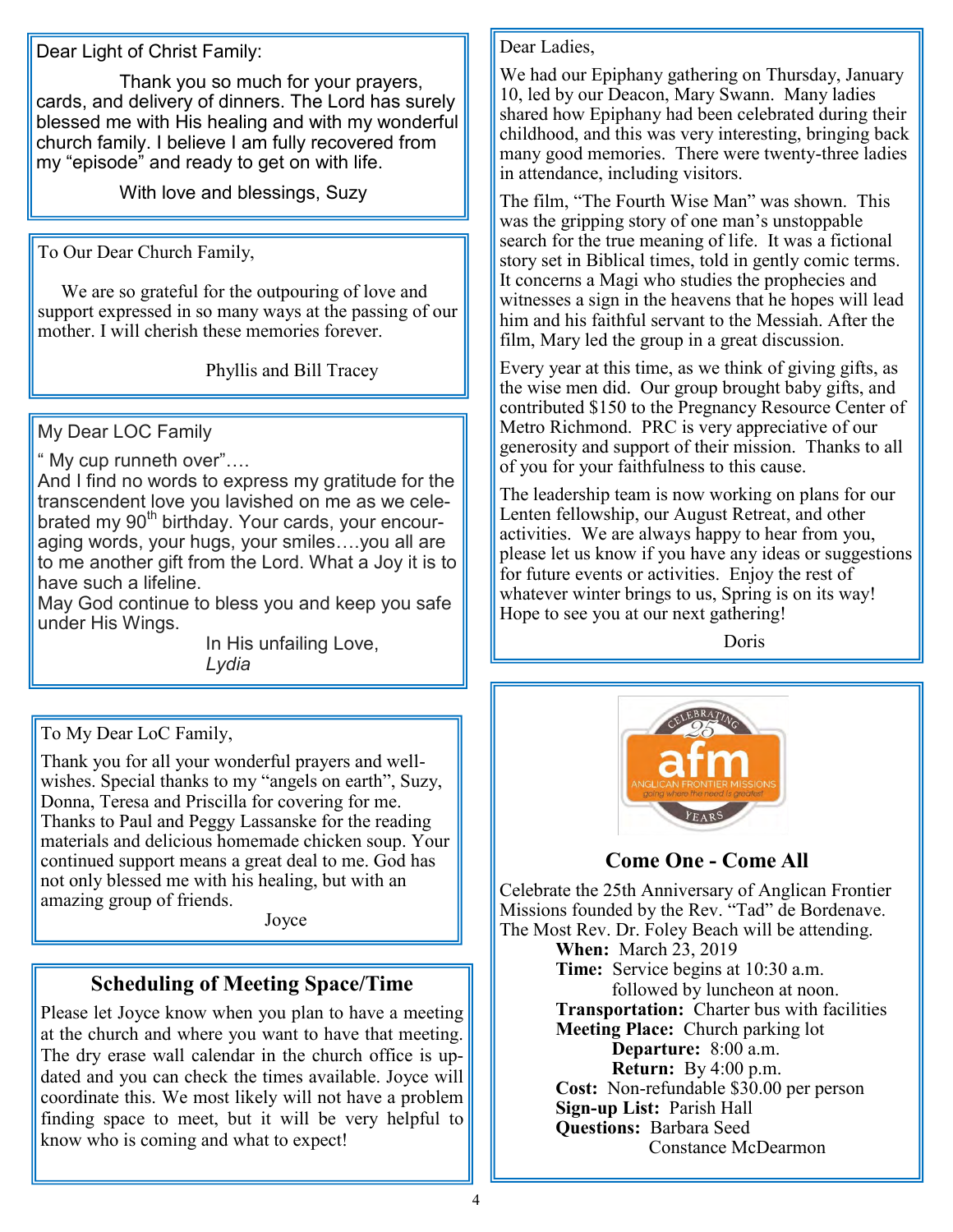Dear Light of Christ Family:

Thank you so much for your prayers, cards, and delivery of dinners. The Lord has surely blessed me with His healing and with my wonderful church family. I believe I am fully recovered from my "episode" and ready to get on with life.

With love and blessings, Suzy

---

To Our Dear Church Family,

We are so grateful for the outpouring of love and support expressed in so many ways at the passing of our mother. I will cherish these memories forever.

Phyllis and Bill Tracey

---

My Dear LOC Family

" My cup runneth over"….

And I find no words to express my gratitude for the transcendent love you lavished on me as we celebrated my 90th birthday. Your cards, your encouraging words, your hugs, your smiles….you all are to me another gift from the Lord. What a Joy it is to have such a lifeline.

May God continue to bless you and keep you safe under His Wings.

In His unfailing Love,
*Lydia*

---

To My Dear LoC Family,

Thank you for all your wonderful prayers and well-wishes. Special thanks to my "angels on earth", Suzy, Donna, Teresa and Priscilla for covering for me. Thanks to Paul and Peggy Lassanske for the reading materials and delicious homemade chicken soup. Your continued support means a great deal to me. God has not only blessed me with his healing, but with an amazing group of friends.

Joyce

---

## Scheduling of Meeting Space/Time

Please let Joyce know when you plan to have a meeting at the church and where you want to have that meeting. The dry erase wall calendar in the church office is updated and you can check the times available. Joyce will coordinate this. We most likely will not have a problem finding space to meet, but it will be very helpful to know who is coming and what to expect!

---

Dear Ladies,

We had our Epiphany gathering on Thursday, January 10, led by our Deacon, Mary Swann. Many ladies shared how Epiphany had been celebrated during their childhood, and this was very interesting, bringing back many good memories. There were twenty-three ladies in attendance, including visitors.

The film, "The Fourth Wise Man" was shown. This was the gripping story of one man's unstoppable search for the true meaning of life. It was a fictional story set in Biblical times, told in gently comic terms. It concerns a Magi who studies the prophecies and witnesses a sign in the heavens that he hopes will lead him and his faithful servant to the Messiah. After the film, Mary led the group in a great discussion.

Every year at this time, as we think of giving gifts, as the wise men did. Our group brought baby gifts, and contributed $150 to the Pregnancy Resource Center of Metro Richmond. PRC is very appreciative of our generosity and support of their mission. Thanks to all of you for your faithfulness to this cause.

The leadership team is now working on plans for our Lenten fellowship, our August Retreat, and other activities. We are always happy to hear from you, please let us know if you have any ideas or suggestions for future events or activities. Enjoy the rest of whatever winter brings to us, Spring is on its way! Hope to see you at our next gathering!

Doris

---

CELEBRATING 25 YEARS
afm
ANGLICAN FRONTIER MISSIONS
going where the need is greatest

## Come One - Come All

Celebrate the 25th Anniversary of Anglican Frontier Missions founded by the Rev. "Tad" de Bordenave. The Most Rev. Dr. Foley Beach will be attending.

**When:** March 23, 2019
**Time:** Service begins at 10:30 a.m. followed by luncheon at noon.
**Transportation:** Charter bus with facilities
**Meeting Place:** Church parking lot
**Departure:** 8:00 a.m.
**Return:** By 4:00 p.m.
**Cost:** Non-refundable $30.00 per person
**Sign-up List:** Parish Hall
**Questions:** Barbara Seed
Constance McDearmon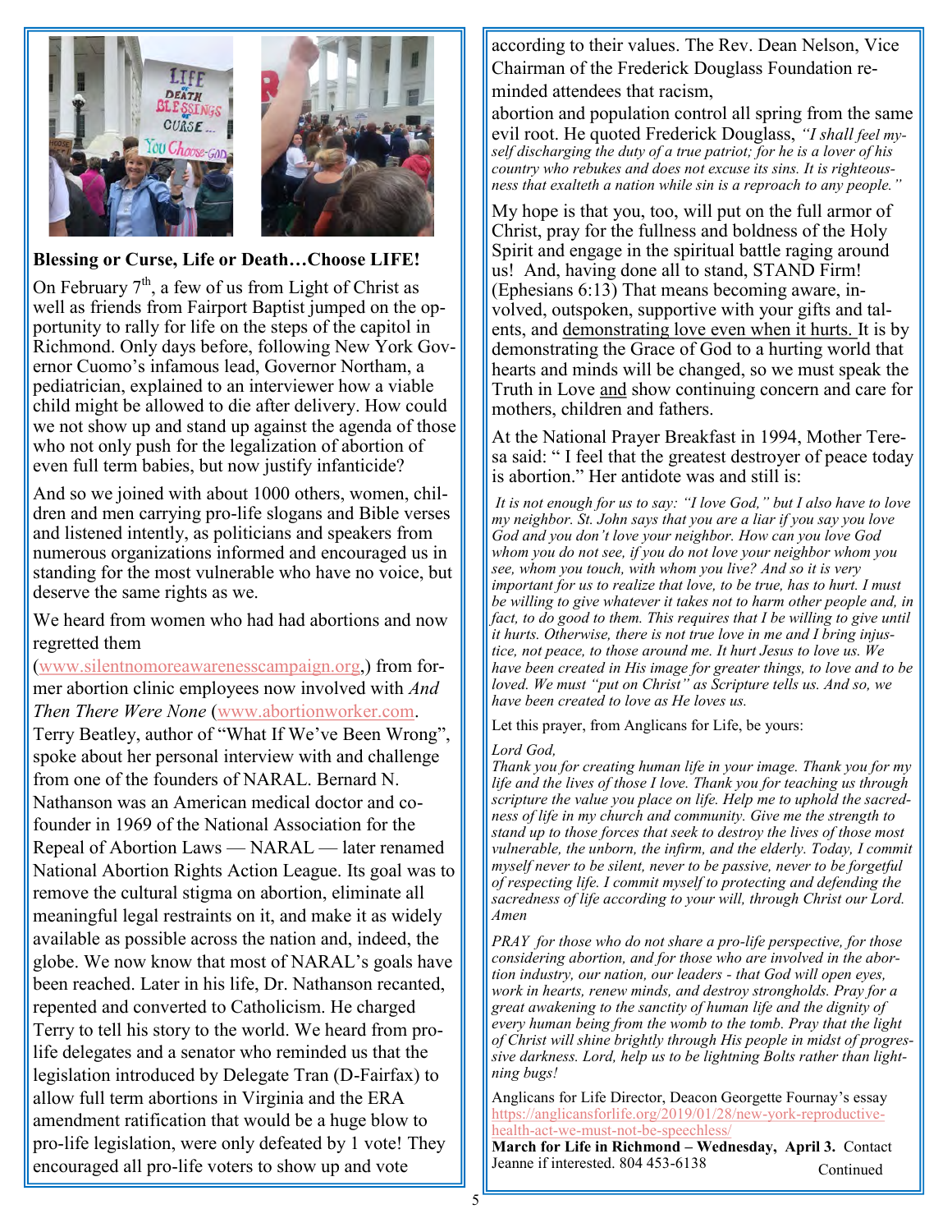**Blessing or Curse, Life or Death…Choose LIFE!**

On February 7th, a few of us from Light of Christ as well as friends from Fairport Baptist jumped on the opportunity to rally for life on the steps of the capitol in Richmond. Only days before, following New York Governor Cuomo's infamous lead, Governor Northam, a pediatrician, explained to an interviewer how a viable child might be allowed to die after delivery. How could we not show up and stand up against the agenda of those who not only push for the legalization of abortion of even full term babies, but now justify infanticide?

And so we joined with about 1000 others, women, children and men carrying pro-life slogans and Bible verses and listened intently, as politicians and speakers from numerous organizations informed and encouraged us in standing for the most vulnerable who have no voice, but deserve the same rights as we.

We heard from women who had had abortions and now regretted them (www.silentnomoreawarenesscampaign.org,) from former abortion clinic employees now involved with *And Then There Were None* (www.abortionworker.com. Terry Beatley, author of "What If We've Been Wrong", spoke about her personal interview with and challenge from one of the founders of NARAL. Bernard N. Nathanson was an American medical doctor and co-founder in 1969 of the National Association for the Repeal of Abortion Laws — NARAL — later renamed National Abortion Rights Action League. Its goal was to remove the cultural stigma on abortion, eliminate all meaningful legal restraints on it, and make it as widely available as possible across the nation and, indeed, the globe. We now know that most of NARAL's goals have been reached. Later in his life, Dr. Nathanson recanted, repented and converted to Catholicism. He charged Terry to tell his story to the world. We heard from pro-life delegates and a senator who reminded us that the legislation introduced by Delegate Tran (D-Fairfax) to allow full term abortions in Virginia and the ERA amendment ratification that would be a huge blow to pro-life legislation, were only defeated by 1 vote! They encouraged all pro-life voters to show up and vote according to their values. The Rev. Dean Nelson, Vice Chairman of the Frederick Douglass Foundation reminded attendees that racism, abortion and population control all spring from the same evil root. He quoted Frederick Douglass, *"I shall feel myself discharging the duty of a true patriot; for he is a lover of his country who rebukes and does not excuse its sins. It is righteousness that exalteth a nation while sin is a reproach to any people."*

My hope is that you, too, will put on the full armor of Christ, pray for the fullness and boldness of the Holy Spirit and engage in the spiritual battle raging around us! And, having done all to stand, STAND Firm! (Ephesians 6:13) That means becoming aware, involved, outspoken, supportive with your gifts and talents, and demonstrating love even when it hurts. It is by demonstrating the Grace of God to a hurting world that hearts and minds will be changed, so we must speak the Truth in Love and show continuing concern and care for mothers, children and fathers.

At the National Prayer Breakfast in 1994, Mother Teresa said: " I feel that the greatest destroyer of peace today is abortion." Her antidote was and still is:

*It is not enough for us to say: "I love God," but I also have to love my neighbor. St. John says that you are a liar if you say you love God and you don't love your neighbor. How can you love God whom you do not see, if you do not love your neighbor whom you see, whom you touch, with whom you live? And so it is very important for us to realize that love, to be true, has to hurt. I must be willing to give whatever it takes not to harm other people and, in fact, to do good to them. This requires that I be willing to give until it hurts. Otherwise, there is not true love in me and I bring injustice, not peace, to those around me. It hurt Jesus to love us. We have been created in His image for greater things, to love and to be loved. We must "put on Christ" as Scripture tells us. And so, we have been created to love as He loves us.*

Let this prayer, from Anglicans for Life, be yours:

*Lord God,*
*Thank you for creating human life in your image. Thank you for my life and the lives of those I love. Thank you for teaching us through scripture the value you place on life. Help me to uphold the sacredness of life in my church and community. Give me the strength to stand up to those forces that seek to destroy the lives of those most vulnerable, the unborn, the infirm, and the elderly. Today, I commit myself never to be silent, never to be passive, never to be forgetful of respecting life. I commit myself to protecting and defending the sacredness of life according to your will, through Christ our Lord. Amen*

*PRAY for those who do not share a pro-life perspective, for those considering abortion, and for those who are involved in the abortion industry, our nation, our leaders - that God will open eyes, work in hearts, renew minds, and destroy strongholds. Pray for a great awakening to the sanctity of human life and the dignity of every human being from the womb to the tomb. Pray that the light of Christ will shine brightly through His people in midst of progressive darkness. Lord, help us to be lightning Bolts rather than lightning bugs!*

Anglicans for Life Director, Deacon Georgette Fournay's essay https://anglicansforlife.org/2019/01/28/new-york-reproductive-health-act-we-must-not-be-speechless/

**March for Life in Richmond – Wednesday, April 3.** Contact Jeanne if interested. 804 453-6138

Continued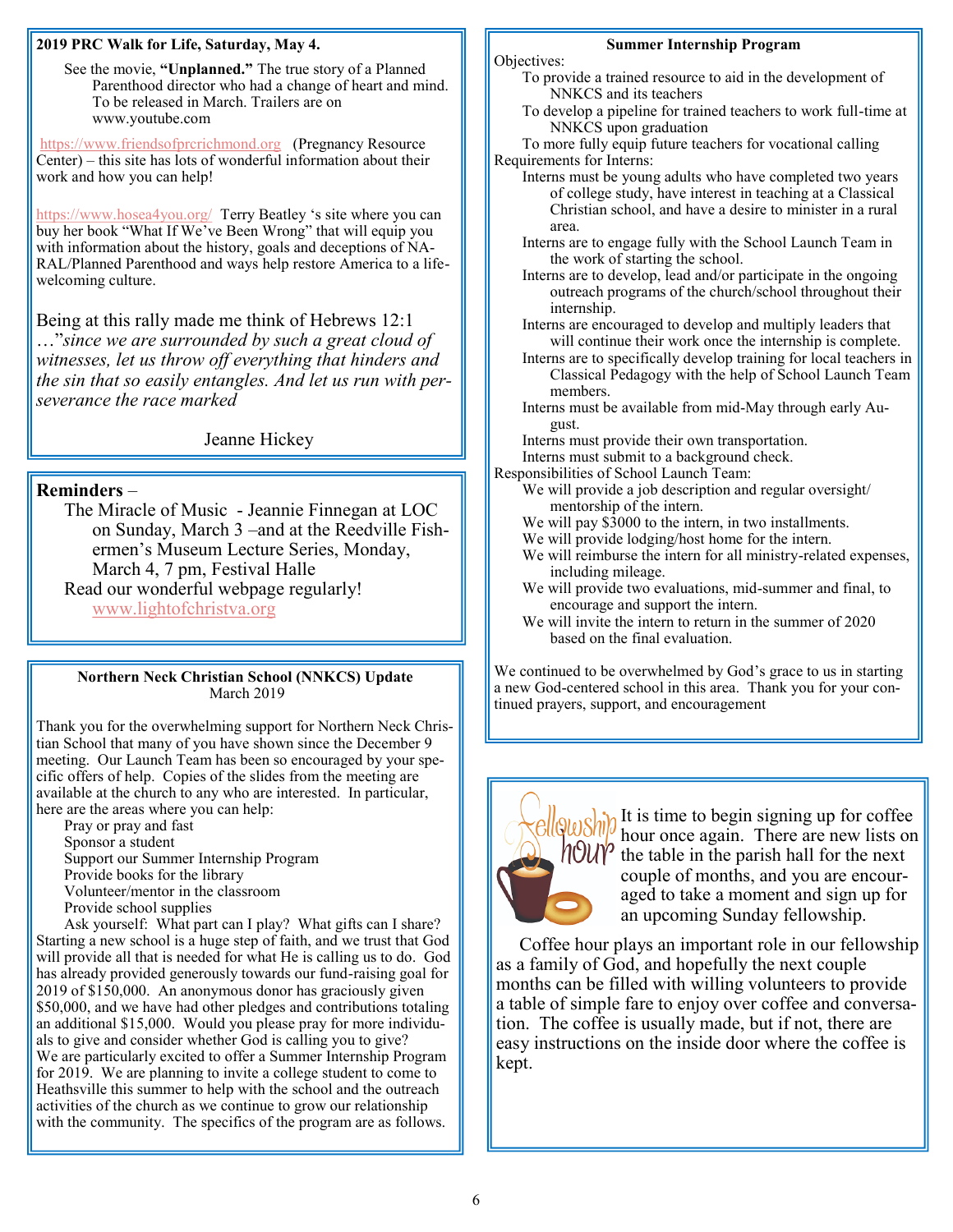**2019 PRC Walk for Life, Saturday, May 4.**

See the movie, **"Unplanned."** The true story of a Planned Parenthood director who had a change of heart and mind. To be released in March. Trailers are on www.youtube.com

https://www.friendsofprcrichmond.org (Pregnancy Resource Center) – this site has lots of wonderful information about their work and how you can help!

https://www.hosea4you.org/ Terry Beatley 's site where you can buy her book "What If We've Been Wrong" that will equip you with information about the history, goals and deceptions of NA-RAL/Planned Parenthood and ways help restore America to a life-welcoming culture.

Being at this rally made me think of Hebrews 12:1 …"*since we are surrounded by such a great cloud of witnesses, let us throw off everything that hinders and the sin that so easily entangles. And let us run with perseverance the race marked*

Jeanne Hickey

**Reminders** –

The Miracle of Music - Jeannie Finnegan at LOC on Sunday, March 3 –and at the Reedville Fishermen's Museum Lecture Series, Monday, March 4, 7 pm, Festival Halle

Read our wonderful webpage regularly! www.lightofchristva.org

**Northern Neck Christian School (NNKCS) Update**
March 2019

Thank you for the overwhelming support for Northern Neck Christian School that many of you have shown since the December 9 meeting. Our Launch Team has been so encouraged by your specific offers of help. Copies of the slides from the meeting are available at the church to any who are interested. In particular, here are the areas where you can help:

- Pray or pray and fast
- Sponsor a student
- Support our Summer Internship Program
- Provide books for the library
- Volunteer/mentor in the classroom
- Provide school supplies

Ask yourself: What part can I play? What gifts can I share? Starting a new school is a huge step of faith, and we trust that God will provide all that is needed for what He is calling us to do. God has already provided generously towards our fund-raising goal for 2019 of $150,000. An anonymous donor has graciously given $50,000, and we have had other pledges and contributions totaling an additional $15,000. Would you please pray for more individuals to give and consider whether God is calling you to give? We are particularly excited to offer a Summer Internship Program for 2019. We are planning to invite a college student to come to Heathsville this summer to help with the school and the outreach activities of the church as we continue to grow our relationship with the community. The specifics of the program are as follows.

**Summer Internship Program**

Objectives:

- To provide a trained resource to aid in the development of NNKCS and its teachers
- To develop a pipeline for trained teachers to work full-time at NNKCS upon graduation
- To more fully equip future teachers for vocational calling

Requirements for Interns:

- Interns must be young adults who have completed two years of college study, have interest in teaching at a Classical Christian school, and have a desire to minister in a rural area.
- Interns are to engage fully with the School Launch Team in the work of starting the school.
- Interns are to develop, lead and/or participate in the ongoing outreach programs of the church/school throughout their internship.
- Interns are encouraged to develop and multiply leaders that will continue their work once the internship is complete.
- Interns are to specifically develop training for local teachers in Classical Pedagogy with the help of School Launch Team members.
- Interns must be available from mid-May through early August.
- Interns must provide their own transportation.
- Interns must submit to a background check.

Responsibilities of School Launch Team:

- We will provide a job description and regular oversight/mentorship of the intern.
- We will pay $3000 to the intern, in two installments.
- We will provide lodging/host home for the intern.
- We will reimburse the intern for all ministry-related expenses, including mileage.
- We will provide two evaluations, mid-summer and final, to encourage and support the intern.
- We will invite the intern to return in the summer of 2020 based on the final evaluation.

We continued to be overwhelmed by God's grace to us in starting a new God-centered school in this area. Thank you for your continued prayers, support, and encouragement

Fellowship hour

It is time to begin signing up for coffee hour once again. There are new lists on the table in the parish hall for the next couple of months, and you are encouraged to take a moment and sign up for an upcoming Sunday fellowship.

Coffee hour plays an important role in our fellowship as a family of God, and hopefully the next couple months can be filled with willing volunteers to provide a table of simple fare to enjoy over coffee and conversation. The coffee is usually made, but if not, there are easy instructions on the inside door where the coffee is kept.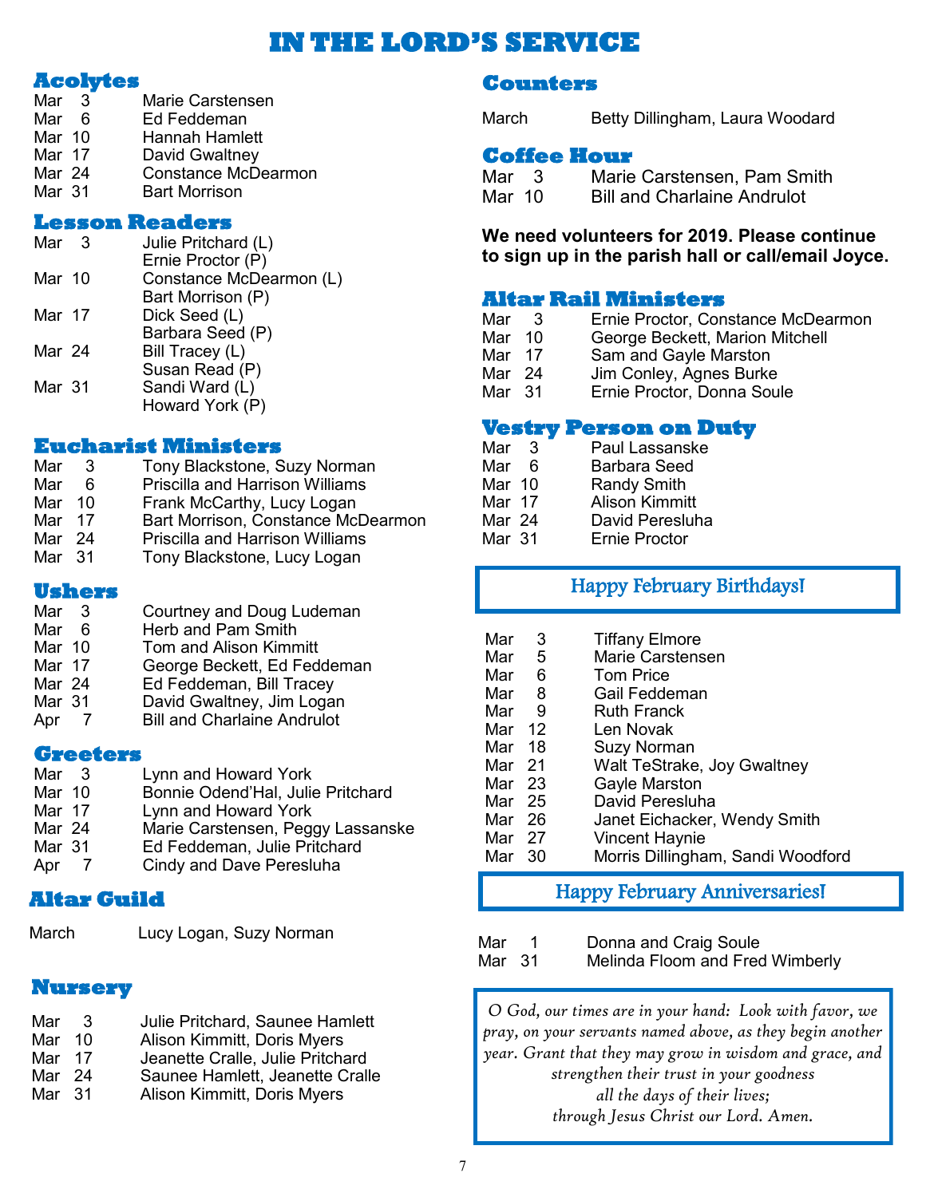# IN THE LORD'S SERVICE

## Acolytes

| | |
|---|---|
| Mar 3 | Marie Carstensen |
| Mar 6 | Ed Feddeman |
| Mar 10 | Hannah Hamlett |
| Mar 17 | David Gwaltney |
| Mar 24 | Constance McDearmon |
| Mar 31 | Bart Morrison |

## Lesson Readers

| | |
|---|---|
| Mar 3 | Julie Pritchard (L)<br>Ernie Proctor (P) |
| Mar 10 | Constance McDearmon (L)<br>Bart Morrison (P) |
| Mar 17 | Dick Seed (L)<br>Barbara Seed (P) |
| Mar 24 | Bill Tracey (L)<br>Susan Read (P) |
| Mar 31 | Sandi Ward (L)<br>Howard York (P) |

## Eucharist Ministers

| | |
|---|---|
| Mar 3 | Tony Blackstone, Suzy Norman |
| Mar 6 | Priscilla and Harrison Williams |
| Mar 10 | Frank McCarthy, Lucy Logan |
| Mar 17 | Bart Morrison, Constance McDearmon |
| Mar 24 | Priscilla and Harrison Williams |
| Mar 31 | Tony Blackstone, Lucy Logan |

## Ushers

| | |
|---|---|
| Mar 3 | Courtney and Doug Ludeman |
| Mar 6 | Herb and Pam Smith |
| Mar 10 | Tom and Alison Kimmitt |
| Mar 17 | George Beckett, Ed Feddeman |
| Mar 24 | Ed Feddeman, Bill Tracey |
| Mar 31 | David Gwaltney, Jim Logan |
| Apr 7 | Bill and Charlaine Andrulot |

## Greeters

| | |
|---|---|
| Mar 3 | Lynn and Howard York |
| Mar 10 | Bonnie Odend'Hal, Julie Pritchard |
| Mar 17 | Lynn and Howard York |
| Mar 24 | Marie Carstensen, Peggy Lassanske |
| Mar 31 | Ed Feddeman, Julie Pritchard |
| Apr 7 | Cindy and Dave Peresluha |

## Altar Guild

March — Lucy Logan, Suzy Norman

## Nursery

| | |
|---|---|
| Mar 3 | Julie Pritchard, Saunee Hamlett |
| Mar 10 | Alison Kimmitt, Doris Myers |
| Mar 17 | Jeanette Cralle, Julie Pritchard |
| Mar 24 | Saunee Hamlett, Jeanette Cralle |
| Mar 31 | Alison Kimmitt, Doris Myers |

## Counters

March — Betty Dillingham, Laura Woodard

## Coffee Hour

| | |
|---|---|
| Mar 3 | Marie Carstensen, Pam Smith |
| Mar 10 | Bill and Charlaine Andrulot |

**We need volunteers for 2019. Please continue to sign up in the parish hall or call/email Joyce.**

## Altar Rail Ministers

| | |
|---|---|
| Mar 3 | Ernie Proctor, Constance McDearmon |
| Mar 10 | George Beckett, Marion Mitchell |
| Mar 17 | Sam and Gayle Marston |
| Mar 24 | Jim Conley, Agnes Burke |
| Mar 31 | Ernie Proctor, Donna Soule |

## Vestry Person on Duty

| | |
|---|---|
| Mar 3 | Paul Lassanske |
| Mar 6 | Barbara Seed |
| Mar 10 | Randy Smith |
| Mar 17 | Alison Kimmitt |
| Mar 24 | David Peresluha |
| Mar 31 | Ernie Proctor |

## Happy February Birthdays!

| | |
|---|---|
| Mar 3 | Tiffany Elmore |
| Mar 5 | Marie Carstensen |
| Mar 6 | Tom Price |
| Mar 8 | Gail Feddeman |
| Mar 9 | Ruth Franck |
| Mar 12 | Len Novak |
| Mar 18 | Suzy Norman |
| Mar 21 | Walt TeStrake, Joy Gwaltney |
| Mar 23 | Gayle Marston |
| Mar 25 | David Peresluha |
| Mar 26 | Janet Eichacker, Wendy Smith |
| Mar 27 | Vincent Haynie |
| Mar 30 | Morris Dillingham, Sandi Woodford |

## Happy February Anniversaries!

| | |
|---|---|
| Mar 1 | Donna and Craig Soule |
| Mar 31 | Melinda Floom and Fred Wimberly |

*O God, our times are in your hand: Look with favor, we pray, on your servants named above, as they begin another year. Grant that they may grow in wisdom and grace, and strengthen their trust in your goodness all the days of their lives; through Jesus Christ our Lord. Amen.*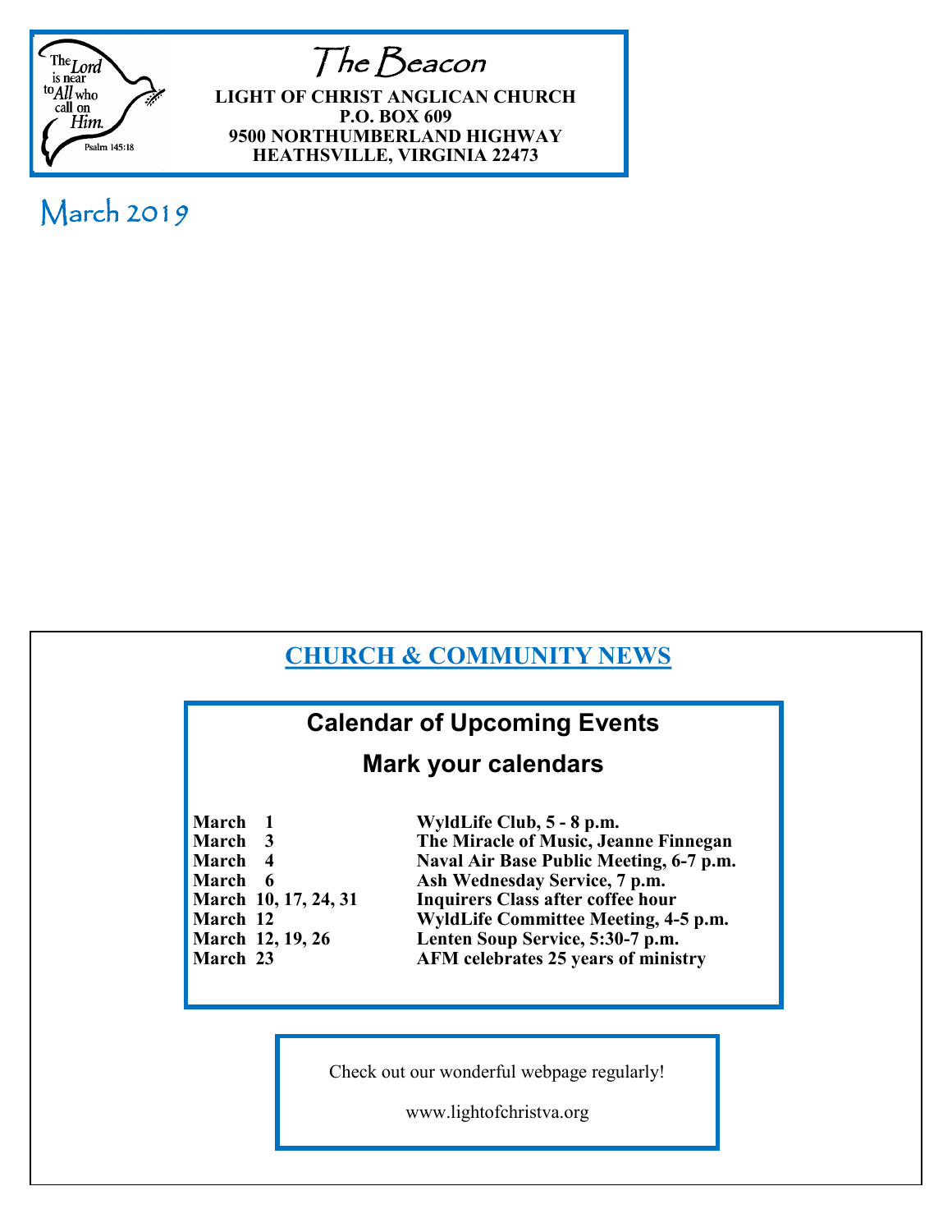# The Beacon

**LIGHT OF CHRIST ANGLICAN CHURCH**
**P.O. BOX 609**
**9500 NORTHUMBERLAND HIGHWAY**
**HEATHSVILLE, VIRGINIA 22473**

The Lord is near to All who call on Him.
Psalm 145:18

March 2019

## CHURCH & COMMUNITY NEWS

### Calendar of Upcoming Events

### Mark your calendars

| | |
|---|---|
| **March 1** | **WyldLife Club, 5 - 8 p.m.** |
| **March 3** | **The Miracle of Music, Jeanne Finnegan** |
| **March 4** | **Naval Air Base Public Meeting, 6-7 p.m.** |
| **March 6** | **Ash Wednesday Service, 7 p.m.** |
| **March 10, 17, 24, 31** | **Inquirers Class after coffee hour** |
| **March 12** | **WyldLife Committee Meeting, 4-5 p.m.** |
| **March 12, 19, 26** | **Lenten Soup Service, 5:30-7 p.m.** |
| **March 23** | **AFM celebrates 25 years of ministry** |

Check out our wonderful webpage regularly!

www.lightofchristva.org